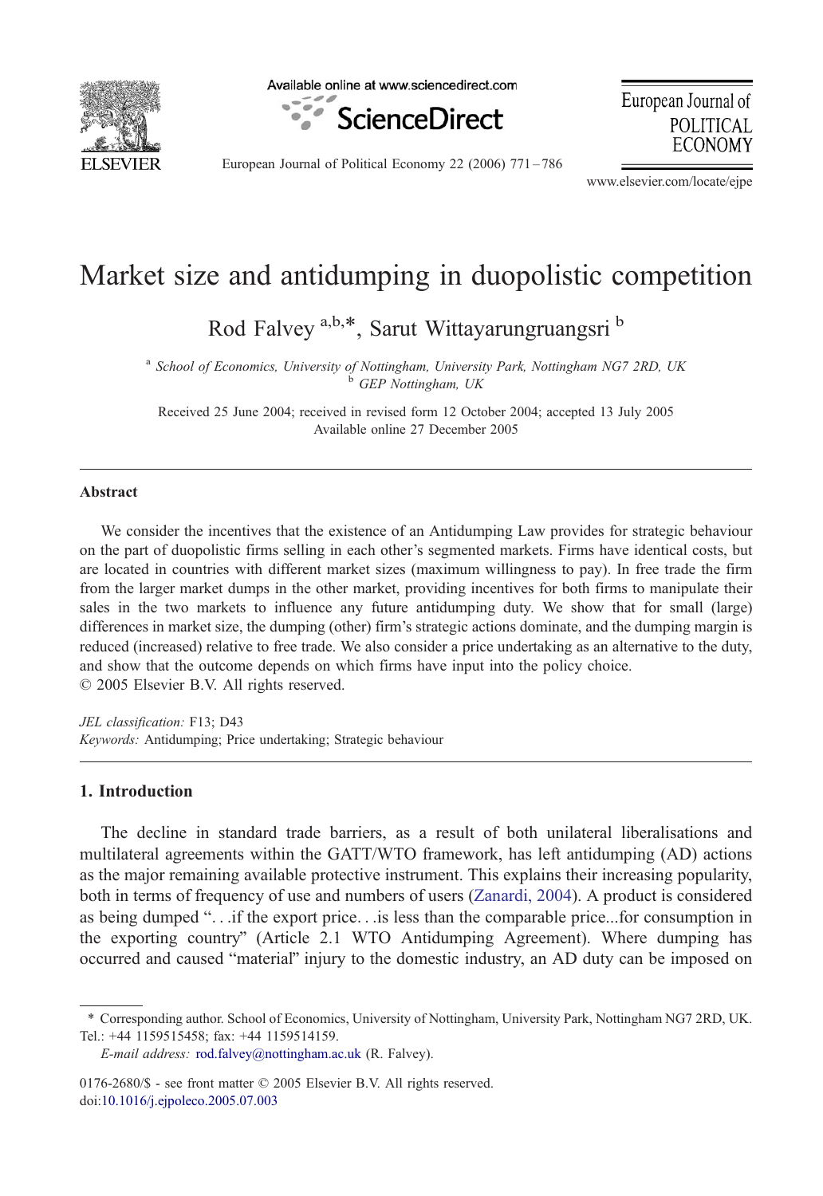# Market size and antidumping in duopolistic competition

Rod Falvey [a,b,*], Sarut Wittayarungruangsri [b]

[a] *School of Economics, University of Nottingham, University Park, Nottingham NG7 2RD, UK*
[b] *GEP Nottingham, UK*

Received 25 June 2004; received in revised form 12 October 2004; accepted 13 July 2005
Available online 27 December 2005

---

## Abstract

We consider the incentives that the existence of an Antidumping Law provides for strategic behaviour on the part of duopolistic firms selling in each other's segmented markets. Firms have identical costs, but are located in countries with different market sizes (maximum willingness to pay). In free trade the firm from the larger market dumps in the other market, providing incentives for both firms to manipulate their sales in the two markets to influence any future antidumping duty. We show that for small (large) differences in market size, the dumping (other) firm's strategic actions dominate, and the dumping margin is reduced (increased) relative to free trade. We also consider a price undertaking as an alternative to the duty, and show that the outcome depends on which firms have input into the policy choice.
© 2005 Elsevier B.V. All rights reserved.

*JEL classification:* F13; D43
*Keywords:* Antidumping; Price undertaking; Strategic behaviour

---

## 1. Introduction

The decline in standard trade barriers, as a result of both unilateral liberalisations and multilateral agreements within the GATT/WTO framework, has left antidumping (AD) actions as the major remaining available protective instrument. This explains their increasing popularity, both in terms of frequency of use and numbers of users (Zanardi, 2004). A product is considered as being dumped "…if the export price…is less than the comparable price...for consumption in the exporting country" (Article 2.1 WTO Antidumping Agreement). Where dumping has occurred and caused "material" injury to the domestic industry, an AD duty can be imposed on

---

* Corresponding author. School of Economics, University of Nottingham, University Park, Nottingham NG7 2RD, UK. Tel.: +44 1159515458; fax: +44 1159514159.
*E-mail address:* rod.falvey@nottingham.ac.uk (R. Falvey).

0176-2680/$ - see front matter © 2005 Elsevier B.V. All rights reserved.
doi:10.1016/j.ejpoleco.2005.07.003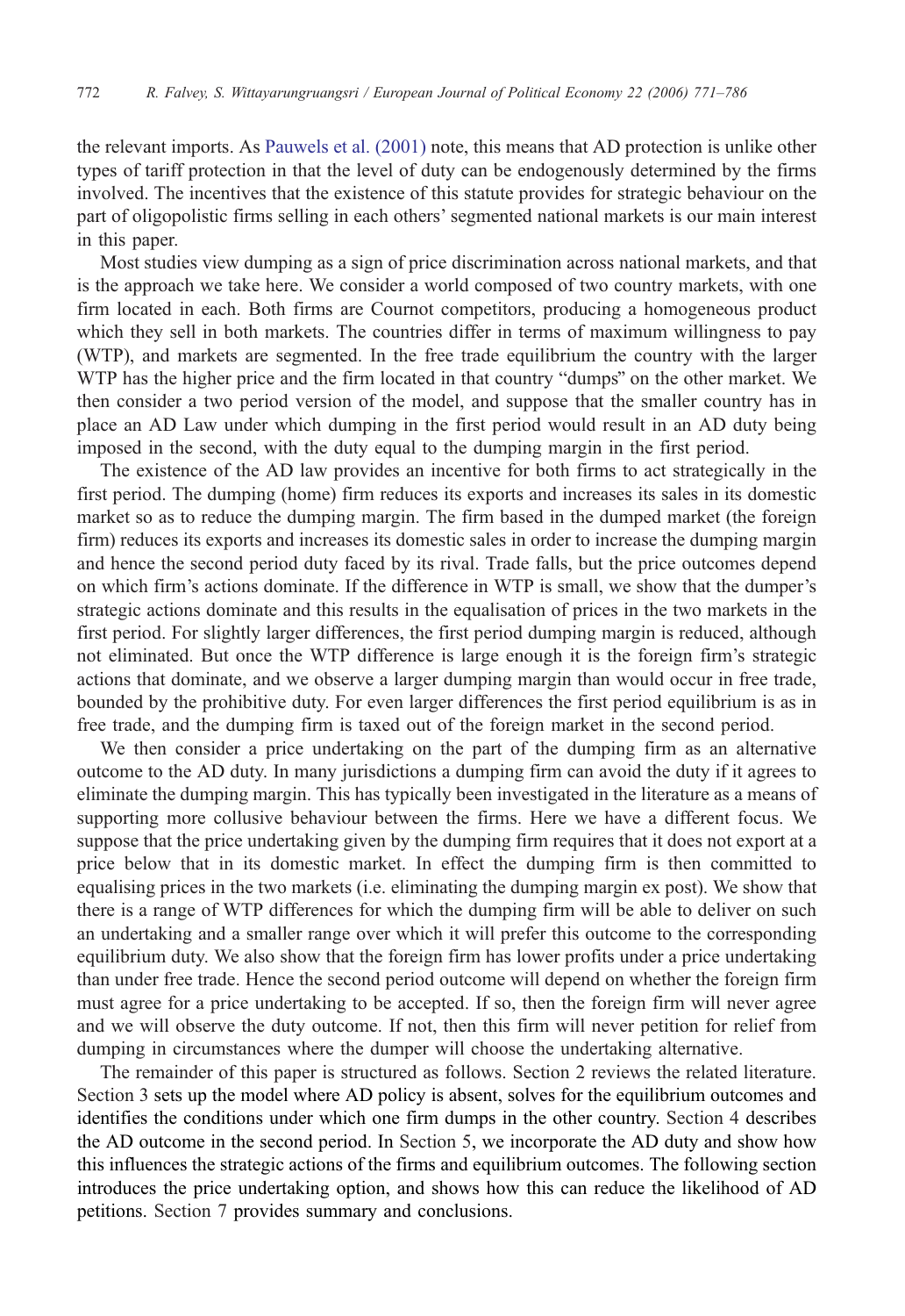the relevant imports. As Pauwels et al. (2001) note, this means that AD protection is unlike other types of tariff protection in that the level of duty can be endogenously determined by the firms involved. The incentives that the existence of this statute provides for strategic behaviour on the part of oligopolistic firms selling in each others' segmented national markets is our main interest in this paper.

Most studies view dumping as a sign of price discrimination across national markets, and that is the approach we take here. We consider a world composed of two country markets, with one firm located in each. Both firms are Cournot competitors, producing a homogeneous product which they sell in both markets. The countries differ in terms of maximum willingness to pay (WTP), and markets are segmented. In the free trade equilibrium the country with the larger WTP has the higher price and the firm located in that country "dumps" on the other market. We then consider a two period version of the model, and suppose that the smaller country has in place an AD Law under which dumping in the first period would result in an AD duty being imposed in the second, with the duty equal to the dumping margin in the first period.

The existence of the AD law provides an incentive for both firms to act strategically in the first period. The dumping (home) firm reduces its exports and increases its sales in its domestic market so as to reduce the dumping margin. The firm based in the dumped market (the foreign firm) reduces its exports and increases its domestic sales in order to increase the dumping margin and hence the second period duty faced by its rival. Trade falls, but the price outcomes depend on which firm's actions dominate. If the difference in WTP is small, we show that the dumper's strategic actions dominate and this results in the equalisation of prices in the two markets in the first period. For slightly larger differences, the first period dumping margin is reduced, although not eliminated. But once the WTP difference is large enough it is the foreign firm's strategic actions that dominate, and we observe a larger dumping margin than would occur in free trade, bounded by the prohibitive duty. For even larger differences the first period equilibrium is as in free trade, and the dumping firm is taxed out of the foreign market in the second period.

We then consider a price undertaking on the part of the dumping firm as an alternative outcome to the AD duty. In many jurisdictions a dumping firm can avoid the duty if it agrees to eliminate the dumping margin. This has typically been investigated in the literature as a means of supporting more collusive behaviour between the firms. Here we have a different focus. We suppose that the price undertaking given by the dumping firm requires that it does not export at a price below that in its domestic market. In effect the dumping firm is then committed to equalising prices in the two markets (i.e. eliminating the dumping margin ex post). We show that there is a range of WTP differences for which the dumping firm will be able to deliver on such an undertaking and a smaller range over which it will prefer this outcome to the corresponding equilibrium duty. We also show that the foreign firm has lower profits under a price undertaking than under free trade. Hence the second period outcome will depend on whether the foreign firm must agree for a price undertaking to be accepted. If so, then the foreign firm will never agree and we will observe the duty outcome. If not, then this firm will never petition for relief from dumping in circumstances where the dumper will choose the undertaking alternative.

The remainder of this paper is structured as follows. Section 2 reviews the related literature. Section 3 sets up the model where AD policy is absent, solves for the equilibrium outcomes and identifies the conditions under which one firm dumps in the other country. Section 4 describes the AD outcome in the second period. In Section 5, we incorporate the AD duty and show how this influences the strategic actions of the firms and equilibrium outcomes. The following section introduces the price undertaking option, and shows how this can reduce the likelihood of AD petitions. Section 7 provides summary and conclusions.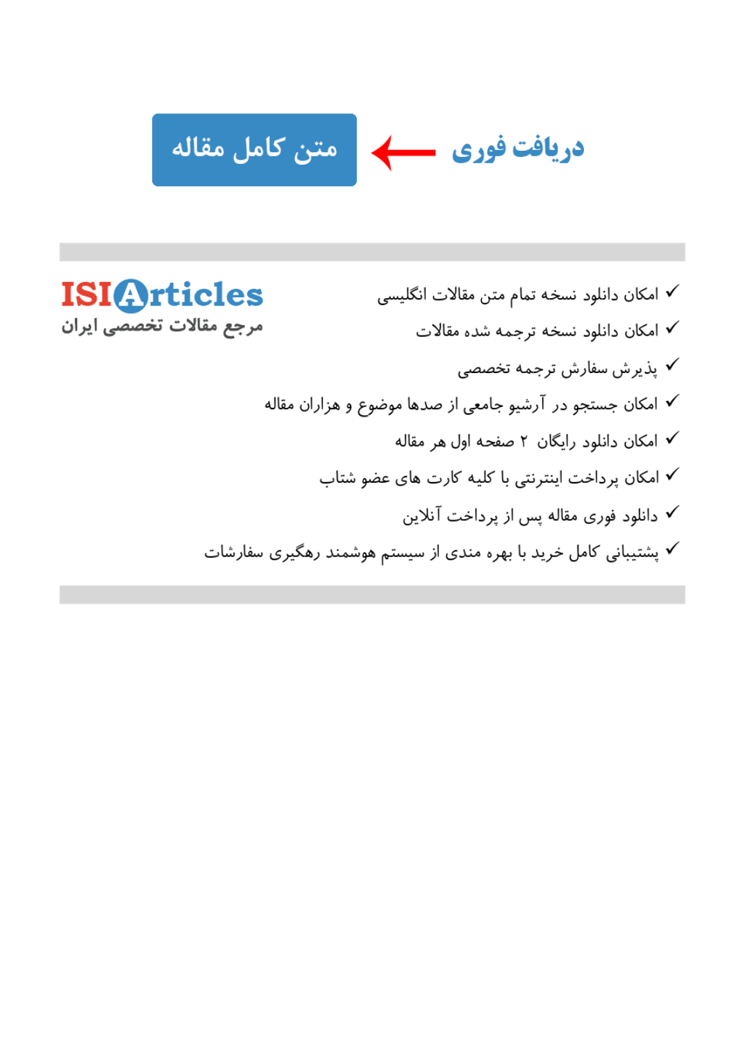دریافت فوری ← متن کامل مقاله

**ISIArticles**
مرجع مقالات تخصصی ایران

- ✓ امکان دانلود نسخه تمام متن مقالات انگلیسی
- ✓ امکان دانلود نسخه ترجمه شده مقالات
- ✓ پذیرش سفارش ترجمه تخصصی
- ✓ امکان جستجو در آرشیو جامعی از صدها موضوع و هزاران مقاله
- ✓ امکان دانلود رایگان ۲ صفحه اول هر مقاله
- ✓ امکان پرداخت اینترنتی با کلیه کارت های عضو شتاب
- ✓ دانلود فوری مقاله پس از پرداخت آنلاین
- ✓ پشتیبانی کامل خرید با بهره مندی از سیستم هوشمند رهگیری سفارشات